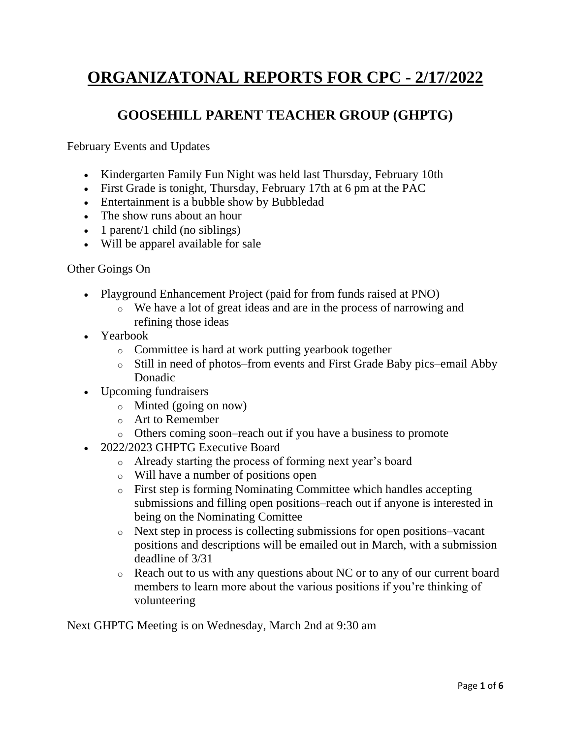# ORGANIZATONAL REPORTS FOR CPC - 2/17/2022

## GOOSEHILL PARENT TEACHER GROUP (GHPTG)

February Events and Updates

- Kindergarten Family Fun Night was held last Thursday, February 10th
- First Grade is tonight, Thursday, February 17th at 6 pm at the PAC
- Entertainment is a bubble show by Bubbledad
- The show runs about an hour
- 1 parent/1 child (no siblings)
- Will be apparel available for sale

Other Goings On

- Playground Enhancement Project (paid for from funds raised at PNO)
  - We have a lot of great ideas and are in the process of narrowing and refining those ideas
- Yearbook
  - Committee is hard at work putting yearbook together
  - Still in need of photos–from events and First Grade Baby pics–email Abby Donadic
- Upcoming fundraisers
  - Minted (going on now)
  - Art to Remember
  - Others coming soon–reach out if you have a business to promote
- 2022/2023 GHPTG Executive Board
  - Already starting the process of forming next year's board
  - Will have a number of positions open
  - First step is forming Nominating Committee which handles accepting submissions and filling open positions–reach out if anyone is interested in being on the Nominating Comittee
  - Next step in process is collecting submissions for open positions–vacant positions and descriptions will be emailed out in March, with a submission deadline of 3/31
  - Reach out to us with any questions about NC or to any of our current board members to learn more about the various positions if you're thinking of volunteering

Next GHPTG Meeting is on Wednesday, March 2nd at 9:30 am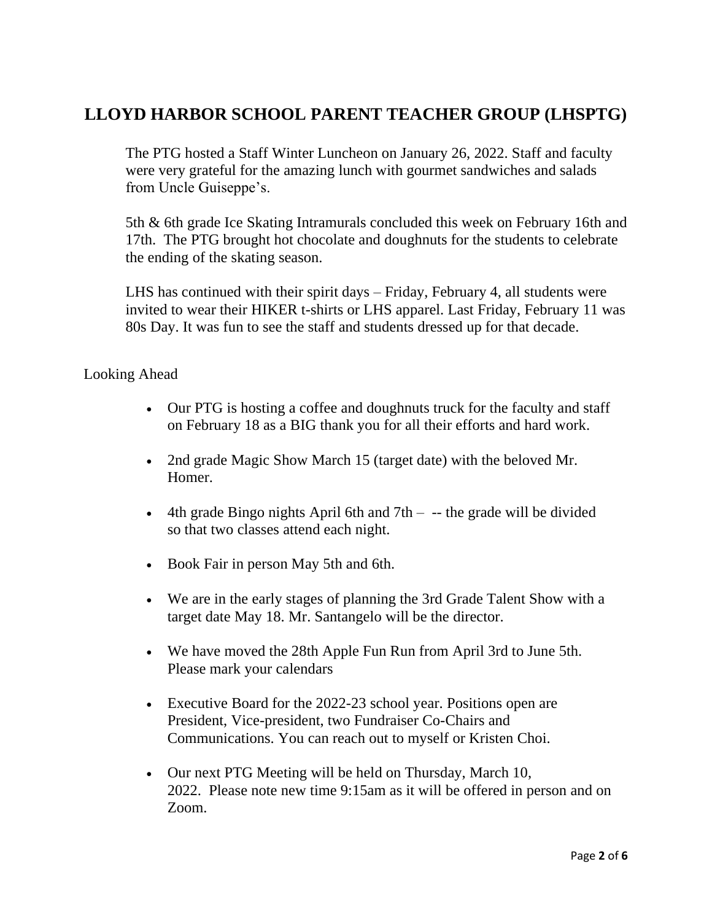# LLOYD HARBOR SCHOOL PARENT TEACHER GROUP (LHSPTG)

The PTG hosted a Staff Winter Luncheon on January 26, 2022. Staff and faculty were very grateful for the amazing lunch with gourmet sandwiches and salads from Uncle Guiseppe's.

5th & 6th grade Ice Skating Intramurals concluded this week on February 16th and 17th. The PTG brought hot chocolate and doughnuts for the students to celebrate the ending of the skating season.

LHS has continued with their spirit days – Friday, February 4, all students were invited to wear their HIKER t-shirts or LHS apparel. Last Friday, February 11 was 80s Day. It was fun to see the staff and students dressed up for that decade.

Looking Ahead

- Our PTG is hosting a coffee and doughnuts truck for the faculty and staff on February 18 as a BIG thank you for all their efforts and hard work.
- 2nd grade Magic Show March 15 (target date) with the beloved Mr. Homer.
- 4th grade Bingo nights April 6th and 7th – -- the grade will be divided so that two classes attend each night.
- Book Fair in person May 5th and 6th.
- We are in the early stages of planning the 3rd Grade Talent Show with a target date May 18. Mr. Santangelo will be the director.
- We have moved the 28th Apple Fun Run from April 3rd to June 5th. Please mark your calendars
- Executive Board for the 2022-23 school year. Positions open are President, Vice-president, two Fundraiser Co-Chairs and Communications. You can reach out to myself or Kristen Choi.
- Our next PTG Meeting will be held on Thursday, March 10, 2022. Please note new time 9:15am as it will be offered in person and on Zoom.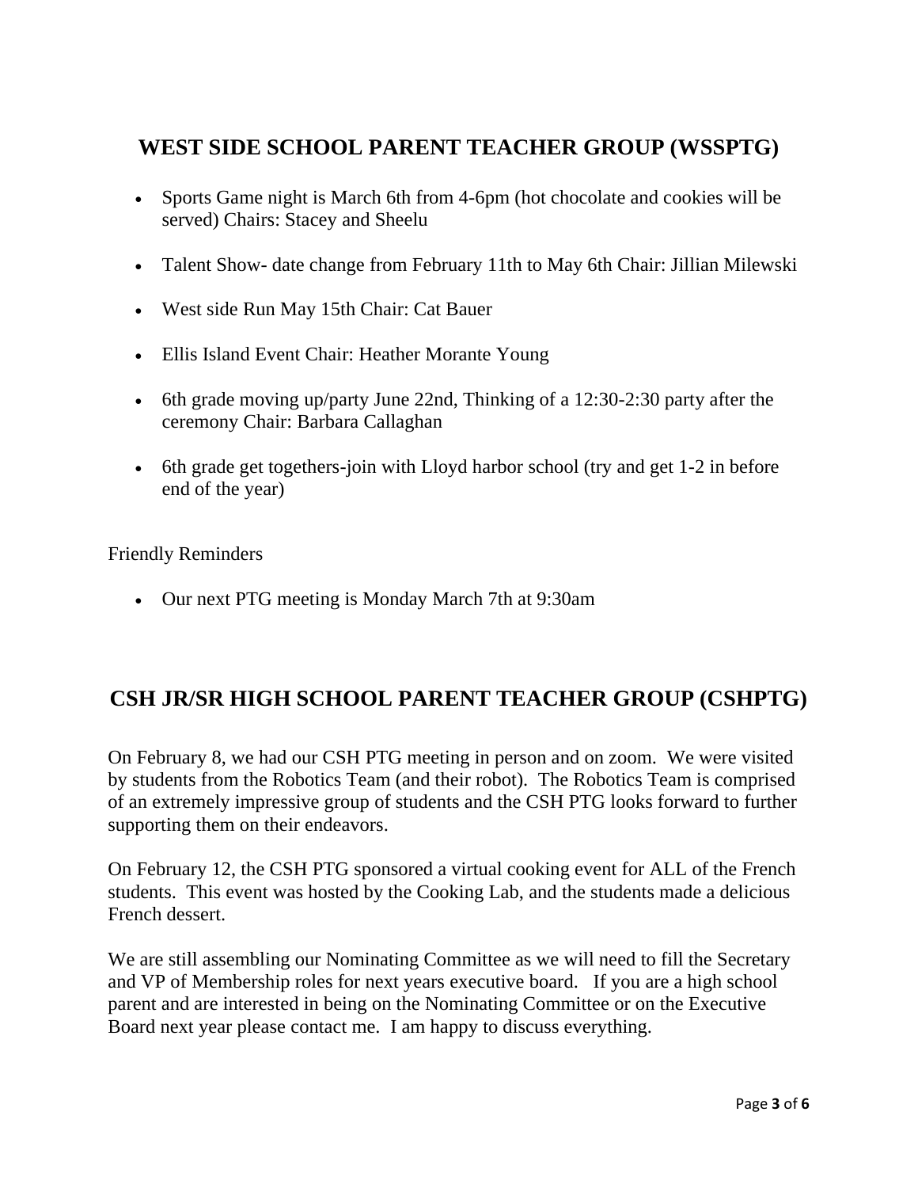## WEST SIDE SCHOOL PARENT TEACHER GROUP (WSSPTG)

- Sports Game night is March 6th from 4-6pm (hot chocolate and cookies will be served) Chairs: Stacey and Sheelu
- Talent Show- date change from February 11th to May 6th Chair: Jillian Milewski
- West side Run May 15th Chair: Cat Bauer
- Ellis Island Event Chair: Heather Morante Young
- 6th grade moving up/party June 22nd, Thinking of a 12:30-2:30 party after the ceremony Chair: Barbara Callaghan
- 6th grade get togethers-join with Lloyd harbor school (try and get 1-2 in before end of the year)

Friendly Reminders

- Our next PTG meeting is Monday March 7th at 9:30am

## CSH JR/SR HIGH SCHOOL PARENT TEACHER GROUP (CSHPTG)

On February 8, we had our CSH PTG meeting in person and on zoom. We were visited by students from the Robotics Team (and their robot). The Robotics Team is comprised of an extremely impressive group of students and the CSH PTG looks forward to further supporting them on their endeavors.

On February 12, the CSH PTG sponsored a virtual cooking event for ALL of the French students. This event was hosted by the Cooking Lab, and the students made a delicious French dessert.

We are still assembling our Nominating Committee as we will need to fill the Secretary and VP of Membership roles for next years executive board. If you are a high school parent and are interested in being on the Nominating Committee or on the Executive Board next year please contact me. I am happy to discuss everything.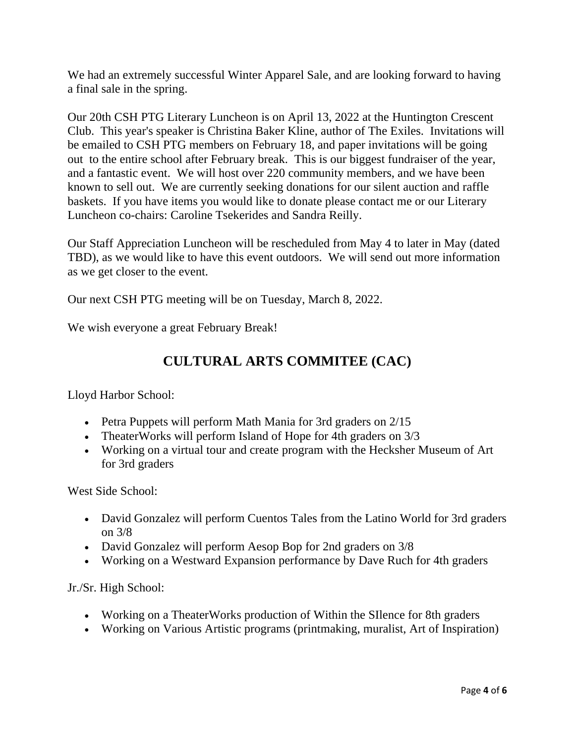We had an extremely successful Winter Apparel Sale, and are looking forward to having a final sale in the spring.

Our 20th CSH PTG Literary Luncheon is on April 13, 2022 at the Huntington Crescent Club. This year's speaker is Christina Baker Kline, author of The Exiles. Invitations will be emailed to CSH PTG members on February 18, and paper invitations will be going out to the entire school after February break. This is our biggest fundraiser of the year, and a fantastic event. We will host over 220 community members, and we have been known to sell out. We are currently seeking donations for our silent auction and raffle baskets. If you have items you would like to donate please contact me or our Literary Luncheon co-chairs: Caroline Tsekerides and Sandra Reilly.

Our Staff Appreciation Luncheon will be rescheduled from May 4 to later in May (dated TBD), as we would like to have this event outdoors. We will send out more information as we get closer to the event.

Our next CSH PTG meeting will be on Tuesday, March 8, 2022.

We wish everyone a great February Break!

## CULTURAL ARTS COMMITEE (CAC)

Lloyd Harbor School:

- Petra Puppets will perform Math Mania for 3rd graders on 2/15
- TheaterWorks will perform Island of Hope for 4th graders on 3/3
- Working on a virtual tour and create program with the Hecksher Museum of Art for 3rd graders

West Side School:

- David Gonzalez will perform Cuentos Tales from the Latino World for 3rd graders on 3/8
- David Gonzalez will perform Aesop Bop for 2nd graders on 3/8
- Working on a Westward Expansion performance by Dave Ruch for 4th graders

Jr./Sr. High School:

- Working on a TheaterWorks production of Within the SIlence for 8th graders
- Working on Various Artistic programs (printmaking, muralist, Art of Inspiration)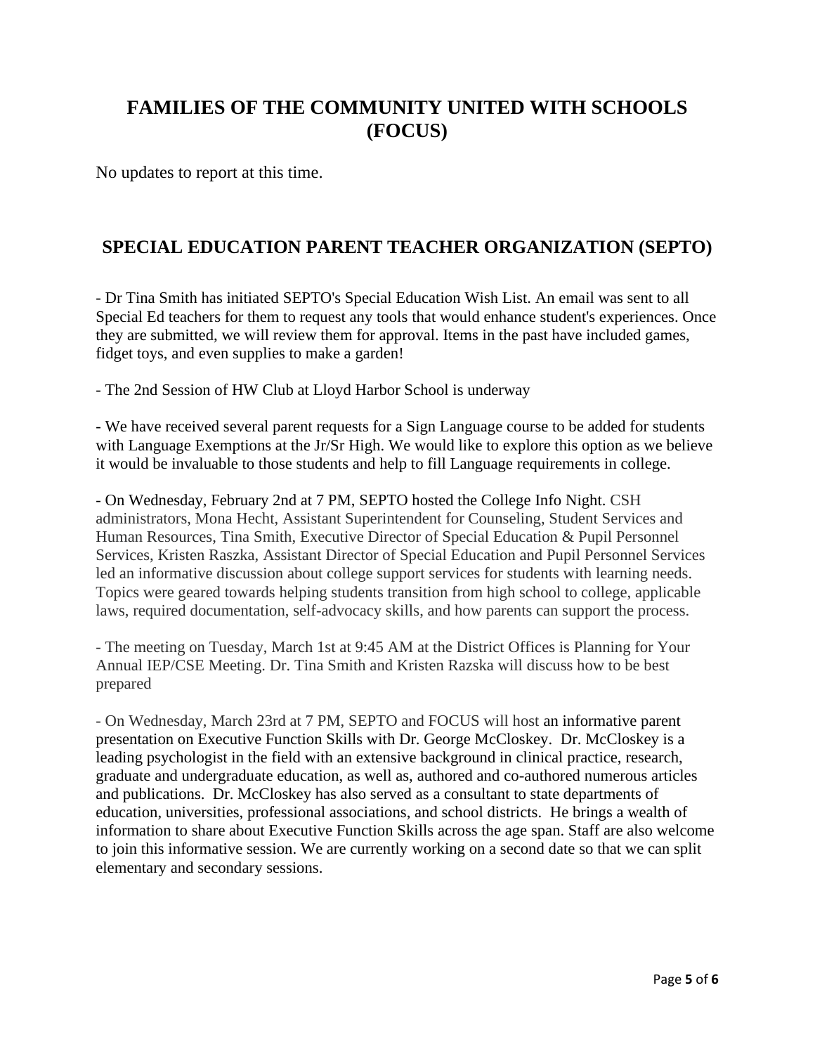## FAMILIES OF THE COMMUNITY UNITED WITH SCHOOLS (FOCUS)

No updates to report at this time.

## SPECIAL EDUCATION PARENT TEACHER ORGANIZATION (SEPTO)

- Dr Tina Smith has initiated SEPTO's Special Education Wish List. An email was sent to all Special Ed teachers for them to request any tools that would enhance student's experiences. Once they are submitted, we will review them for approval. Items in the past have included games, fidget toys, and even supplies to make a garden!

- The 2nd Session of HW Club at Lloyd Harbor School is underway

- We have received several parent requests for a Sign Language course to be added for students with Language Exemptions at the Jr/Sr High. We would like to explore this option as we believe it would be invaluable to those students and help to fill Language requirements in college.

- On Wednesday, February 2nd at 7 PM, SEPTO hosted the College Info Night. CSH administrators, Mona Hecht, Assistant Superintendent for Counseling, Student Services and Human Resources, Tina Smith, Executive Director of Special Education & Pupil Personnel Services, Kristen Raszka, Assistant Director of Special Education and Pupil Personnel Services led an informative discussion about college support services for students with learning needs. Topics were geared towards helping students transition from high school to college, applicable laws, required documentation, self-advocacy skills, and how parents can support the process.

- The meeting on Tuesday, March 1st at 9:45 AM at the District Offices is Planning for Your Annual IEP/CSE Meeting. Dr. Tina Smith and Kristen Razska will discuss how to be best prepared

- On Wednesday, March 23rd at 7 PM, SEPTO and FOCUS will host an informative parent presentation on Executive Function Skills with Dr. George McCloskey. Dr. McCloskey is a leading psychologist in the field with an extensive background in clinical practice, research, graduate and undergraduate education, as well as, authored and co-authored numerous articles and publications. Dr. McCloskey has also served as a consultant to state departments of education, universities, professional associations, and school districts. He brings a wealth of information to share about Executive Function Skills across the age span. Staff are also welcome to join this informative session. We are currently working on a second date so that we can split elementary and secondary sessions.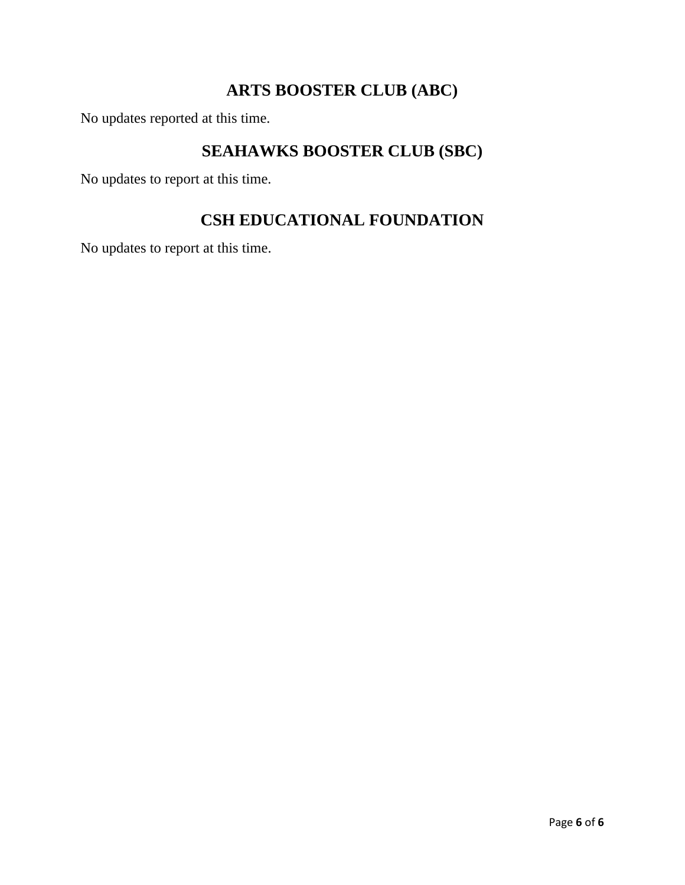## ARTS BOOSTER CLUB (ABC)

No updates reported at this time.

## SEAHAWKS BOOSTER CLUB (SBC)

No updates to report at this time.

## CSH EDUCATIONAL FOUNDATION

No updates to report at this time.